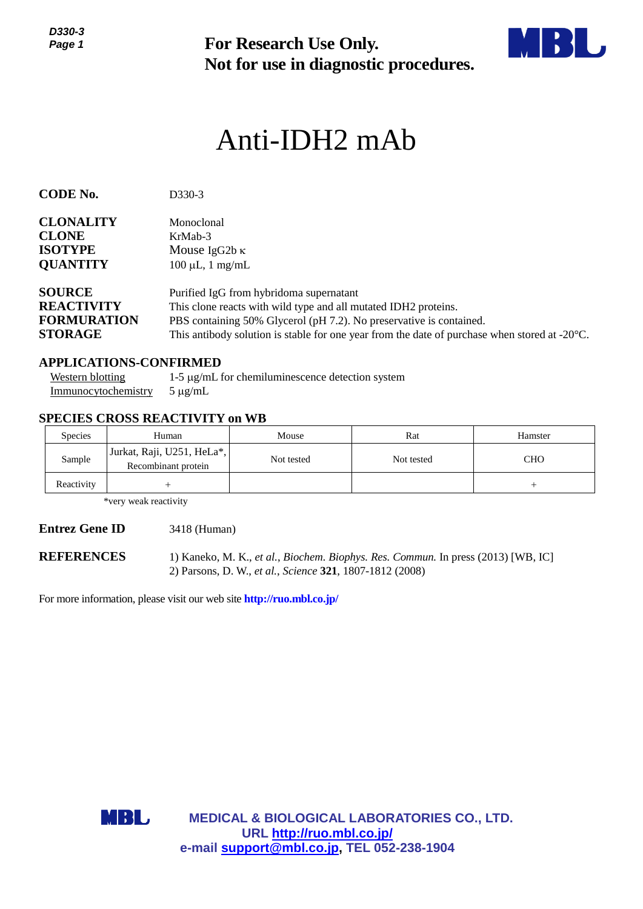**For Research Use Only.**
**Not for use in diagnostic procedures.**

# Anti-IDH2 mAb

**CODE No.** D330-3

**CLONALITY** Monoclonal
**CLONE** KrMab-3
**ISOTYPE** Mouse IgG2b κ
**QUANTITY** 100 µL, 1 mg/mL

**SOURCE** Purified IgG from hybridoma supernatant
**REACTIVITY** This clone reacts with wild type and all mutated IDH2 proteins.
**FORMURATION** PBS containing 50% Glycerol (pH 7.2). No preservative is contained.
**STORAGE** This antibody solution is stable for one year from the date of purchase when stored at -20°C.

## APPLICATIONS-CONFIRMED

Western blotting 1-5 µg/mL for chemiluminescence detection system
Immunocytochemistry 5 µg/mL

## SPECIES CROSS REACTIVITY on WB

| Species | Human | Mouse | Rat | Hamster |
|---|---|---|---|---|
| Sample | Jurkat, Raji, U251, HeLa*, Recombinant protein | Not tested | Not tested | CHO |
| Reactivity | + | | | + |

*very weak reactivity

**Entrez Gene ID** 3418 (Human)

**REFERENCES**
1) Kaneko, M. K., *et al.*, *Biochem. Biophys. Res. Commun.* In press (2013) [WB, IC]
2) Parsons, D. W., *et al.*, *Science* **321**, 1807-1812 (2008)

For more information, please visit our web site **http://ruo.mbl.co.jp/**

**MEDICAL & BIOLOGICAL LABORATORIES CO., LTD.**
**URL http://ruo.mbl.co.jp/**
**e-mail support@mbl.co.jp, TEL 052-238-1904**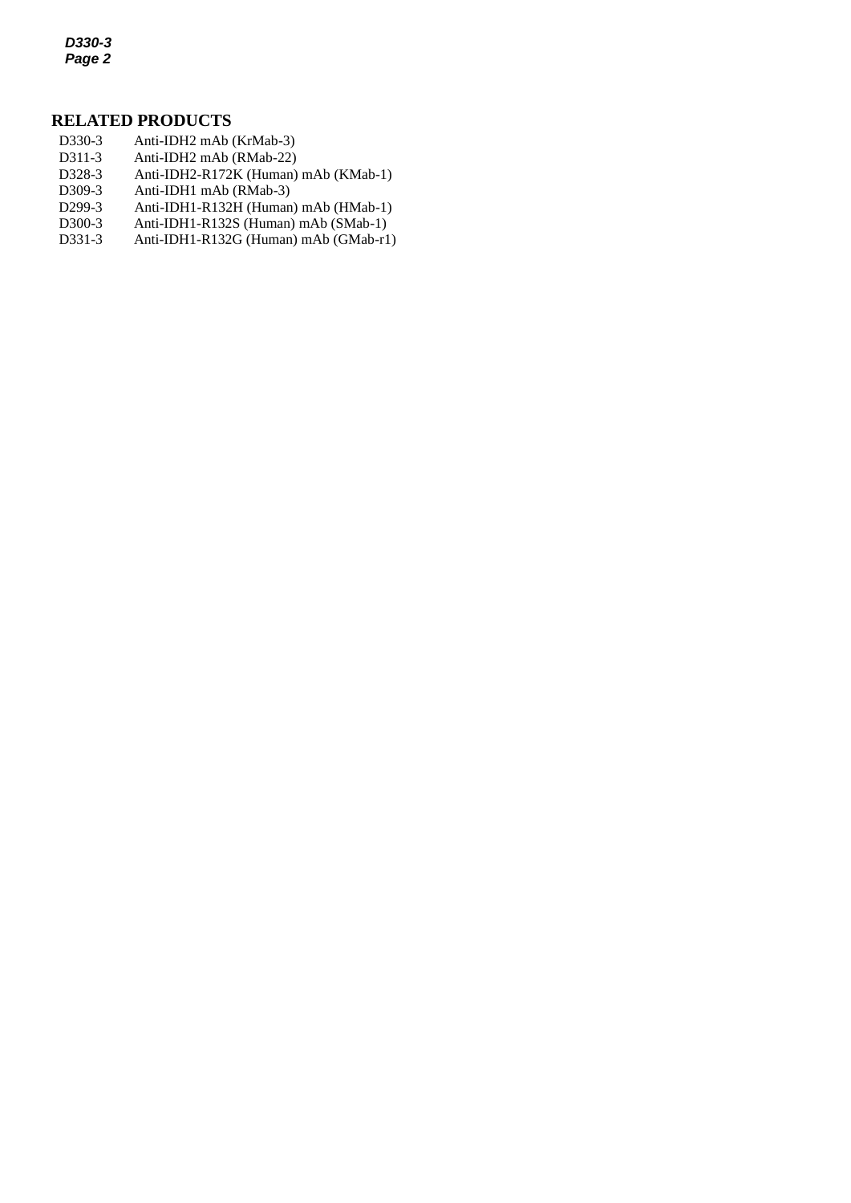## RELATED PRODUCTS

| | |
|---|---|
| D330-3 | Anti-IDH2 mAb (KrMab-3) |
| D311-3 | Anti-IDH2 mAb (RMab-22) |
| D328-3 | Anti-IDH2-R172K (Human) mAb (KMab-1) |
| D309-3 | Anti-IDH1 mAb (RMab-3) |
| D299-3 | Anti-IDH1-R132H (Human) mAb (HMab-1) |
| D300-3 | Anti-IDH1-R132S (Human) mAb (SMab-1) |
| D331-3 | Anti-IDH1-R132G (Human) mAb (GMab-r1) |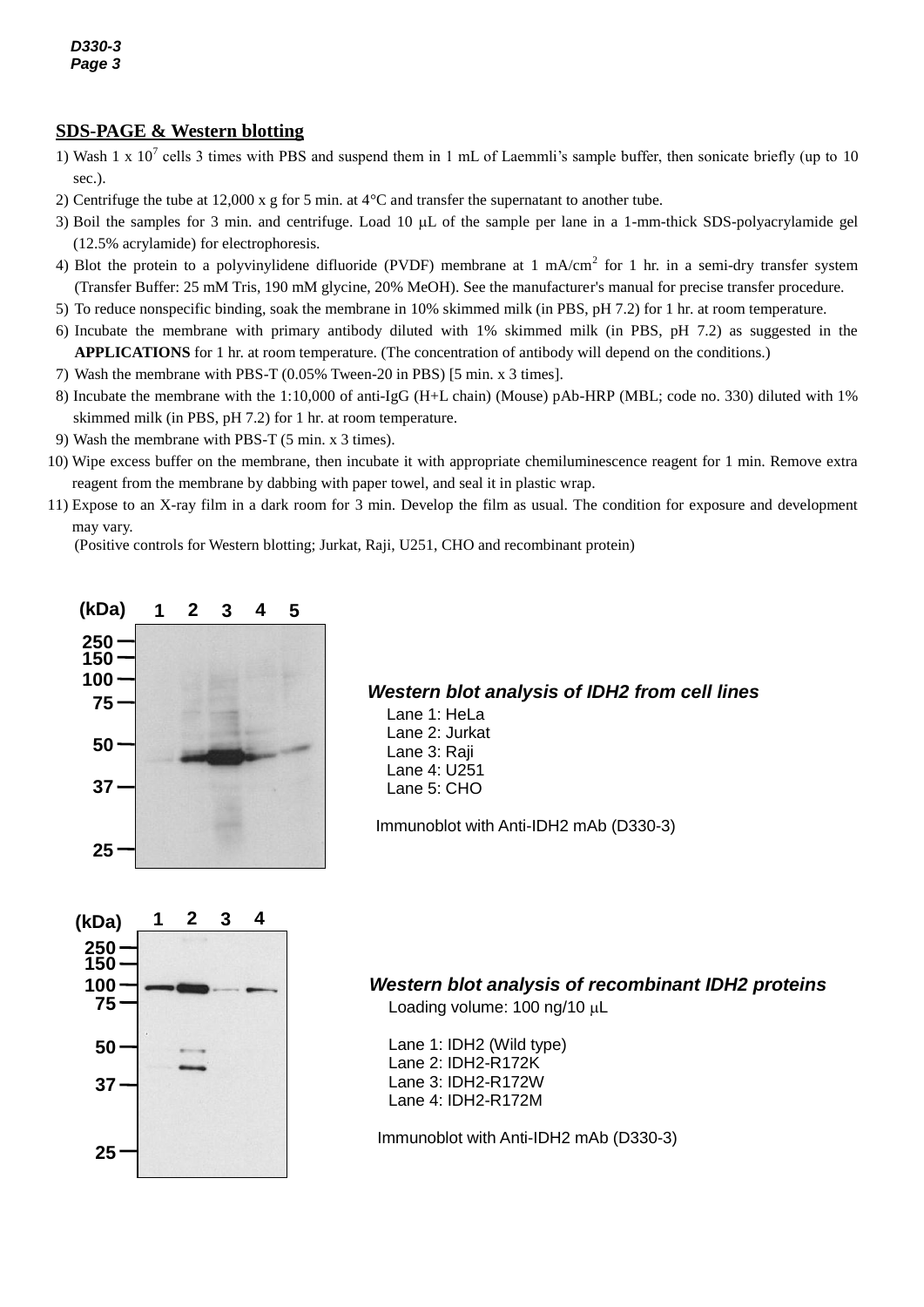## SDS-PAGE & Western blotting

1) Wash 1 x $10^7$ cells 3 times with PBS and suspend them in 1 mL of Laemmli's sample buffer, then sonicate briefly (up to 10 sec.).
2) Centrifuge the tube at 12,000 x g for 5 min. at 4°C and transfer the supernatant to another tube.
3) Boil the samples for 3 min. and centrifuge. Load 10 μL of the sample per lane in a 1-mm-thick SDS-polyacrylamide gel (12.5% acrylamide) for electrophoresis.
4) Blot the protein to a polyvinylidene difluoride (PVDF) membrane at 1 mA/$cm^2$ for 1 hr. in a semi-dry transfer system (Transfer Buffer: 25 mM Tris, 190 mM glycine, 20% MeOH). See the manufacturer's manual for precise transfer procedure.
5) To reduce nonspecific binding, soak the membrane in 10% skimmed milk (in PBS, pH 7.2) for 1 hr. at room temperature.
6) Incubate the membrane with primary antibody diluted with 1% skimmed milk (in PBS, pH 7.2) as suggested in the **APPLICATIONS** for 1 hr. at room temperature. (The concentration of antibody will depend on the conditions.)
7) Wash the membrane with PBS-T (0.05% Tween-20 in PBS) [5 min. x 3 times].
8) Incubate the membrane with the 1:10,000 of anti-IgG (H+L chain) (Mouse) pAb-HRP (MBL; code no. 330) diluted with 1% skimmed milk (in PBS, pH 7.2) for 1 hr. at room temperature.
9) Wash the membrane with PBS-T (5 min. x 3 times).
10) Wipe excess buffer on the membrane, then incubate it with appropriate chemiluminescence reagent for 1 min. Remove extra reagent from the membrane by dabbing with paper towel, and seal it in plastic wrap.
11) Expose to an X-ray film in a dark room for 3 min. Develop the film as usual. The condition for exposure and development may vary.

(Positive controls for Western blotting; Jurkat, Raji, U251, CHO and recombinant protein)

***Western blot analysis of IDH2 from cell lines***

Lane 1: HeLa
Lane 2: Jurkat
Lane 3: Raji
Lane 4: U251
Lane 5: CHO

Immunoblot with Anti-IDH2 mAb (D330-3)

***Western blot analysis of recombinant IDH2 proteins***

Loading volume: 100 ng/10 μL

Lane 1: IDH2 (Wild type)
Lane 2: IDH2-R172K
Lane 3: IDH2-R172W
Lane 4: IDH2-R172M

Immunoblot with Anti-IDH2 mAb (D330-3)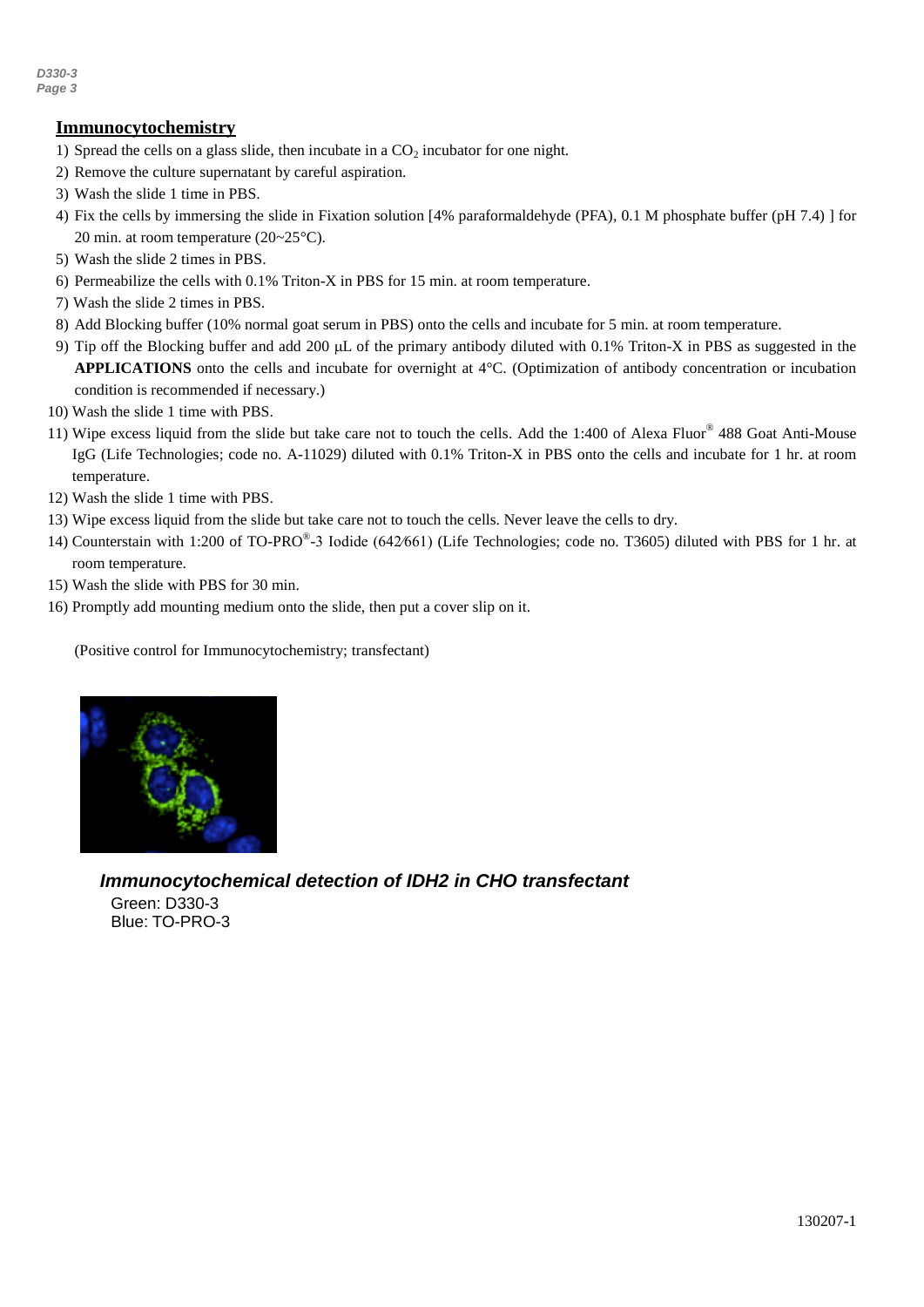## Immunocytochemistry

1) Spread the cells on a glass slide, then incubate in a $CO_2$ incubator for one night.
2) Remove the culture supernatant by careful aspiration.
3) Wash the slide 1 time in PBS.
4) Fix the cells by immersing the slide in Fixation solution [4% paraformaldehyde (PFA), 0.1 M phosphate buffer (pH 7.4) ] for 20 min. at room temperature (20~25°C).
5) Wash the slide 2 times in PBS.
6) Permeabilize the cells with 0.1% Triton-X in PBS for 15 min. at room temperature.
7) Wash the slide 2 times in PBS.
8) Add Blocking buffer (10% normal goat serum in PBS) onto the cells and incubate for 5 min. at room temperature.
9) Tip off the Blocking buffer and add 200 µL of the primary antibody diluted with 0.1% Triton-X in PBS as suggested in the **APPLICATIONS** onto the cells and incubate for overnight at 4°C. (Optimization of antibody concentration or incubation condition is recommended if necessary.)
10) Wash the slide 1 time with PBS.
11) Wipe excess liquid from the slide but take care not to touch the cells. Add the 1:400 of Alexa Fluor® 488 Goat Anti-Mouse IgG (Life Technologies; code no. A-11029) diluted with 0.1% Triton-X in PBS onto the cells and incubate for 1 hr. at room temperature.
12) Wash the slide 1 time with PBS.
13) Wipe excess liquid from the slide but take care not to touch the cells. Never leave the cells to dry.
14) Counterstain with 1:200 of TO-PRO®-3 Iodide (642⁄661) (Life Technologies; code no. T3605) diluted with PBS for 1 hr. at room temperature.
15) Wash the slide with PBS for 30 min.
16) Promptly add mounting medium onto the slide, then put a cover slip on it.

(Positive control for Immunocytochemistry; transfectant)

***Immunocytochemical detection of IDH2 in CHO transfectant***

Green: D330-3
Blue: TO-PRO-3

130207-1